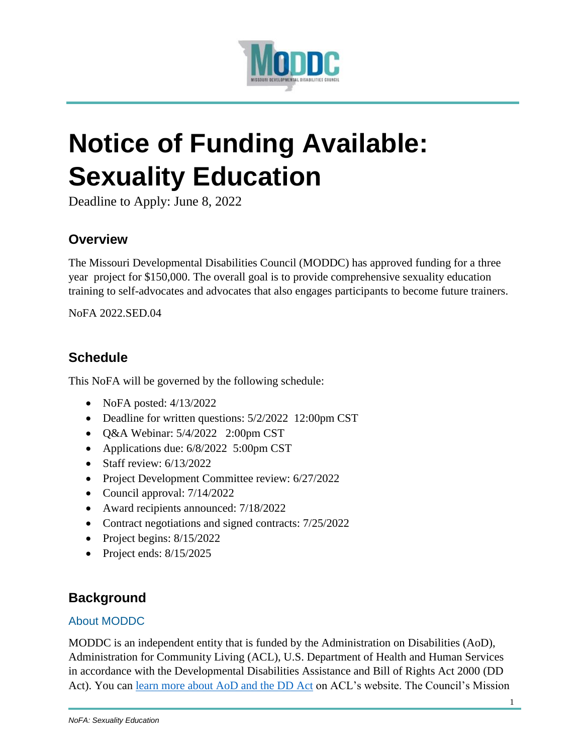# Notice of Funding Available: Sexuality Education

Deadline to Apply: June 8, 2022

## Overview

The Missouri Developmental Disabilities Council (MODDC) has approved funding for a three year project for $150,000. The overall goal is to provide comprehensive sexuality education training to self-advocates and advocates that also engages participants to become future trainers.

NoFA 2022.SED.04

## Schedule

This NoFA will be governed by the following schedule:

- NoFA posted: 4/13/2022
- Deadline for written questions: 5/2/2022 12:00pm CST
- Q&A Webinar: 5/4/2022 2:00pm CST
- Applications due: 6/8/2022 5:00pm CST
- Staff review: 6/13/2022
- Project Development Committee review: 6/27/2022
- Council approval: 7/14/2022
- Award recipients announced: 7/18/2022
- Contract negotiations and signed contracts: 7/25/2022
- Project begins: 8/15/2022
- Project ends: 8/15/2025

## Background

### About MODDC

MODDC is an independent entity that is funded by the Administration on Disabilities (AoD), Administration for Community Living (ACL), U.S. Department of Health and Human Services in accordance with the Developmental Disabilities Assistance and Bill of Rights Act 2000 (DD Act). You can learn more about AoD and the DD Act on ACL's website. The Council's Mission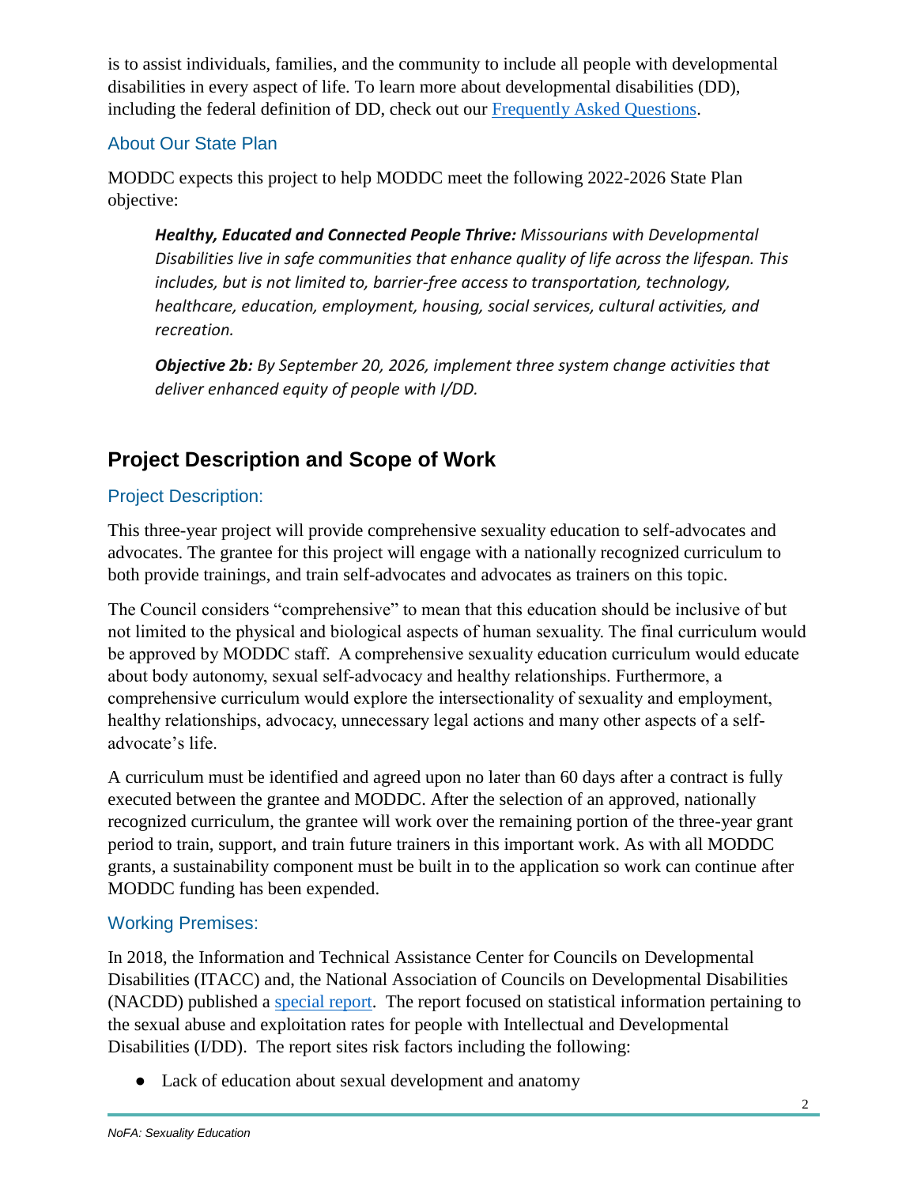is to assist individuals, families, and the community to include all people with developmental disabilities in every aspect of life. To learn more about developmental disabilities (DD), including the federal definition of DD, check out our [Frequently Asked Questions](#).

### About Our State Plan

MODDC expects this project to help MODDC meet the following 2022-2026 State Plan objective:

> ***Healthy, Educated and Connected People Thrive:*** *Missourians with Developmental Disabilities live in safe communities that enhance quality of life across the lifespan. This includes, but is not limited to, barrier-free access to transportation, technology, healthcare, education, employment, housing, social services, cultural activities, and recreation.*
>
> ***Objective 2b:*** *By September 20, 2026, implement three system change activities that deliver enhanced equity of people with I/DD.*

## Project Description and Scope of Work

### Project Description:

This three-year project will provide comprehensive sexuality education to self-advocates and advocates. The grantee for this project will engage with a nationally recognized curriculum to both provide trainings, and train self-advocates and advocates as trainers on this topic.

The Council considers "comprehensive" to mean that this education should be inclusive of but not limited to the physical and biological aspects of human sexuality. The final curriculum would be approved by MODDC staff. A comprehensive sexuality education curriculum would educate about body autonomy, sexual self-advocacy and healthy relationships. Furthermore, a comprehensive curriculum would explore the intersectionality of sexuality and employment, healthy relationships, advocacy, unnecessary legal actions and many other aspects of a self-advocate's life.

A curriculum must be identified and agreed upon no later than 60 days after a contract is fully executed between the grantee and MODDC. After the selection of an approved, nationally recognized curriculum, the grantee will work over the remaining portion of the three-year grant period to train, support, and train future trainers in this important work. As with all MODDC grants, a sustainability component must be built in to the application so work can continue after MODDC funding has been expended.

### Working Premises:

In 2018, the Information and Technical Assistance Center for Councils on Developmental Disabilities (ITACC) and, the National Association of Councils on Developmental Disabilities (NACDD) published a [special report](#). The report focused on statistical information pertaining to the sexual abuse and exploitation rates for people with Intellectual and Developmental Disabilities (I/DD). The report sites risk factors including the following:

- Lack of education about sexual development and anatomy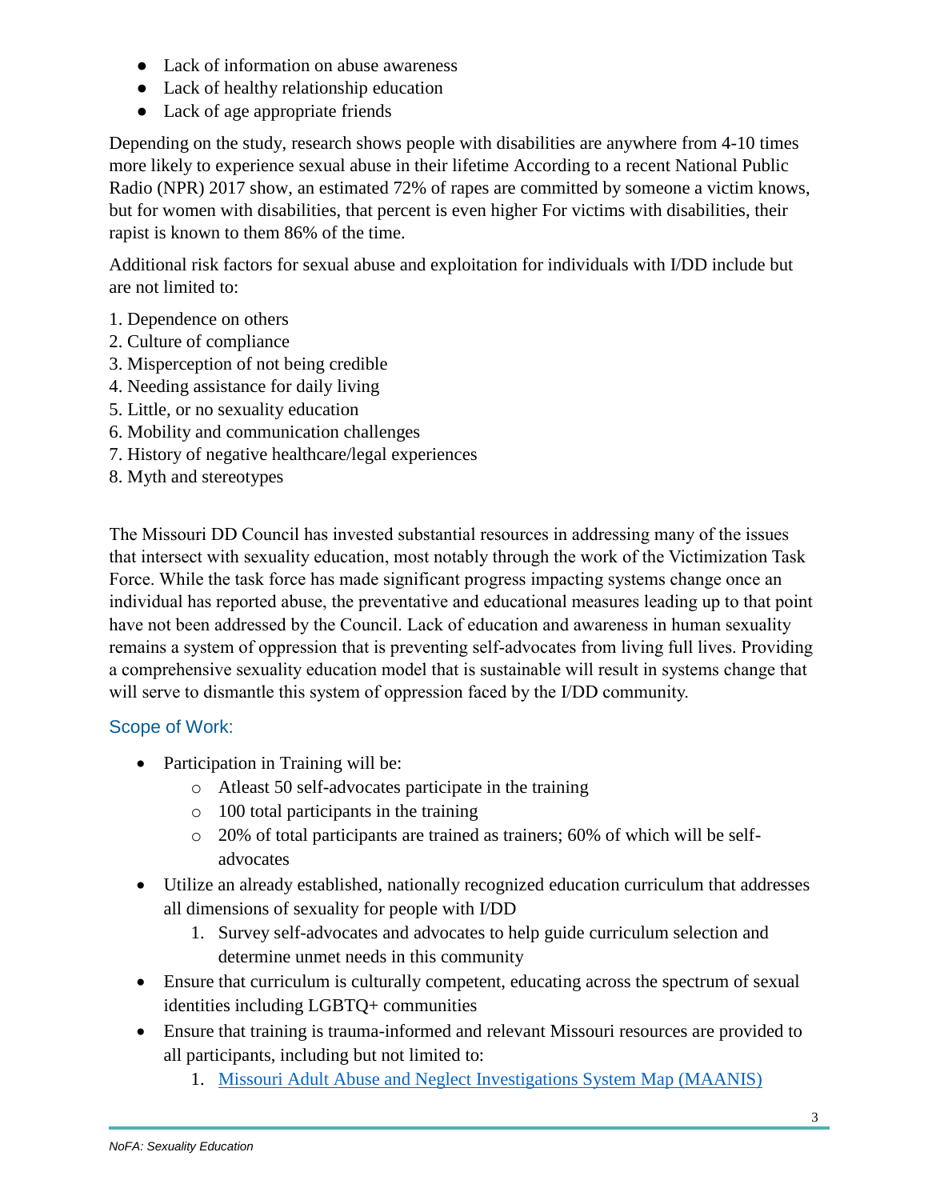- Lack of information on abuse awareness
- Lack of healthy relationship education
- Lack of age appropriate friends

Depending on the study, research shows people with disabilities are anywhere from 4-10 times more likely to experience sexual abuse in their lifetime According to a recent National Public Radio (NPR) 2017 show, an estimated 72% of rapes are committed by someone a victim knows, but for women with disabilities, that percent is even higher For victims with disabilities, their rapist is known to them 86% of the time.

Additional risk factors for sexual abuse and exploitation for individuals with I/DD include but are not limited to:

1. Dependence on others
2. Culture of compliance
3. Misperception of not being credible
4. Needing assistance for daily living
5. Little, or no sexuality education
6. Mobility and communication challenges
7. History of negative healthcare/legal experiences
8. Myth and stereotypes

The Missouri DD Council has invested substantial resources in addressing many of the issues that intersect with sexuality education, most notably through the work of the Victimization Task Force. While the task force has made significant progress impacting systems change once an individual has reported abuse, the preventative and educational measures leading up to that point have not been addressed by the Council. Lack of education and awareness in human sexuality remains a system of oppression that is preventing self-advocates from living full lives. Providing a comprehensive sexuality education model that is sustainable will result in systems change that will serve to dismantle this system of oppression faced by the I/DD community.

## Scope of Work:

- Participation in Training will be:
  - Atleast 50 self-advocates participate in the training
  - 100 total participants in the training
  - 20% of total participants are trained as trainers; 60% of which will be self-advocates
- Utilize an already established, nationally recognized education curriculum that addresses all dimensions of sexuality for people with I/DD
  1. Survey self-advocates and advocates to help guide curriculum selection and determine unmet needs in this community
- Ensure that curriculum is culturally competent, educating across the spectrum of sexual identities including LGBTQ+ communities
- Ensure that training is trauma-informed and relevant Missouri resources are provided to all participants, including but not limited to:
  1. Missouri Adult Abuse and Neglect Investigations System Map (MAANIS)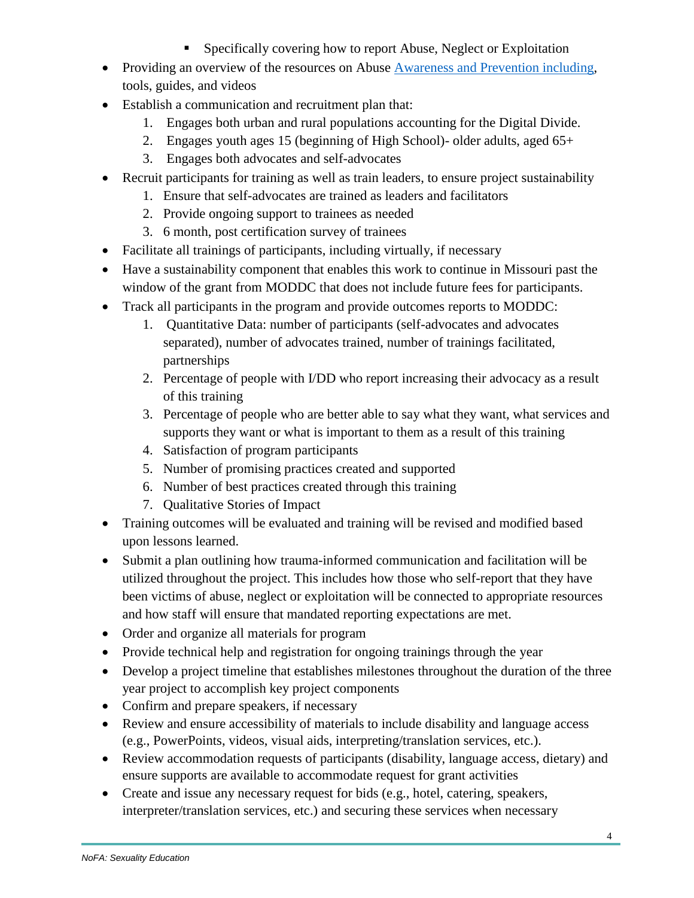- Specifically covering how to report Abuse, Neglect or Exploitation
- Providing an overview of the resources on Abuse [Awareness and Prevention including](), tools, guides, and videos
- Establish a communication and recruitment plan that:
    1. Engages both urban and rural populations accounting for the Digital Divide.
    2. Engages youth ages 15 (beginning of High School)- older adults, aged 65+
    3. Engages both advocates and self-advocates
- Recruit participants for training as well as train leaders, to ensure project sustainability
    1. Ensure that self-advocates are trained as leaders and facilitators
    2. Provide ongoing support to trainees as needed
    3. 6 month, post certification survey of trainees
- Facilitate all trainings of participants, including virtually, if necessary
- Have a sustainability component that enables this work to continue in Missouri past the window of the grant from MODDC that does not include future fees for participants.
- Track all participants in the program and provide outcomes reports to MODDC:
    1. Quantitative Data: number of participants (self-advocates and advocates separated), number of advocates trained, number of trainings facilitated, partnerships
    2. Percentage of people with I/DD who report increasing their advocacy as a result of this training
    3. Percentage of people who are better able to say what they want, what services and supports they want or what is important to them as a result of this training
    4. Satisfaction of program participants
    5. Number of promising practices created and supported
    6. Number of best practices created through this training
    7. Qualitative Stories of Impact
- Training outcomes will be evaluated and training will be revised and modified based upon lessons learned.
- Submit a plan outlining how trauma-informed communication and facilitation will be utilized throughout the project. This includes how those who self-report that they have been victims of abuse, neglect or exploitation will be connected to appropriate resources and how staff will ensure that mandated reporting expectations are met.
- Order and organize all materials for program
- Provide technical help and registration for ongoing trainings through the year
- Develop a project timeline that establishes milestones throughout the duration of the three year project to accomplish key project components
- Confirm and prepare speakers, if necessary
- Review and ensure accessibility of materials to include disability and language access (e.g., PowerPoints, videos, visual aids, interpreting/translation services, etc.).
- Review accommodation requests of participants (disability, language access, dietary) and ensure supports are available to accommodate request for grant activities
- Create and issue any necessary request for bids (e.g., hotel, catering, speakers, interpreter/translation services, etc.) and securing these services when necessary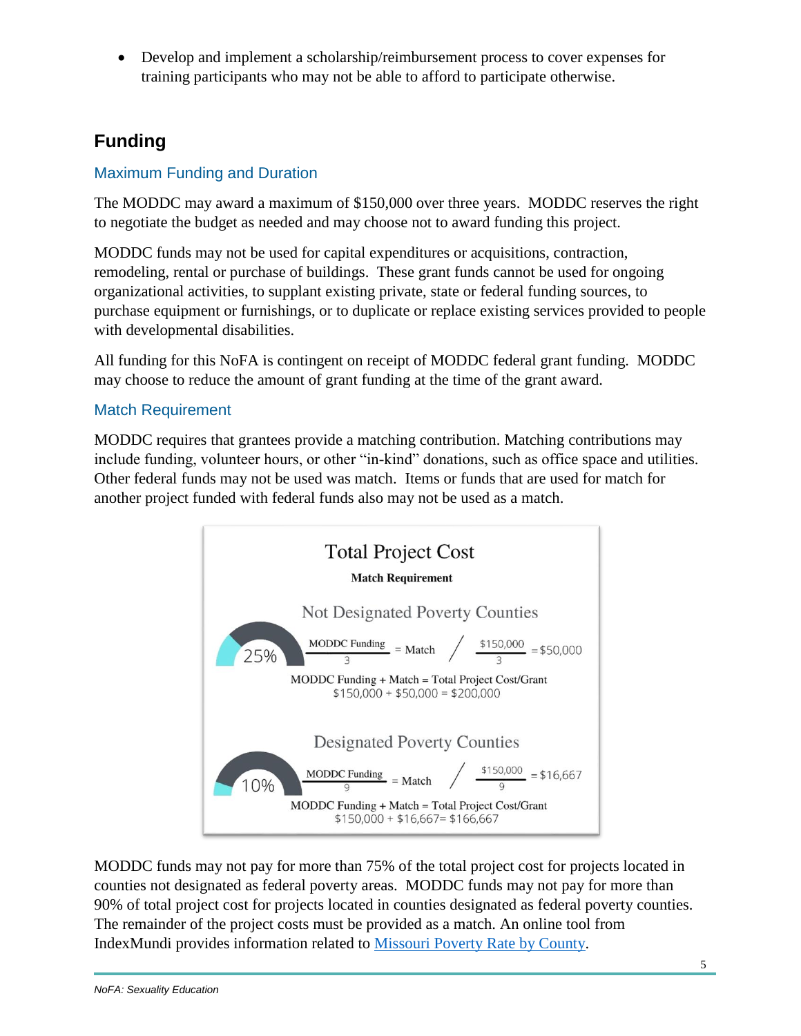- Develop and implement a scholarship/reimbursement process to cover expenses for training participants who may not be able to afford to participate otherwise.

## Funding

### Maximum Funding and Duration

The MODDC may award a maximum of $150,000 over three years. MODDC reserves the right to negotiate the budget as needed and may choose not to award funding this project.

MODDC funds may not be used for capital expenditures or acquisitions, contraction, remodeling, rental or purchase of buildings. These grant funds cannot be used for ongoing organizational activities, to supplant existing private, state or federal funding sources, to purchase equipment or furnishings, or to duplicate or replace existing services provided to people with developmental disabilities.

All funding for this NoFA is contingent on receipt of MODDC federal grant funding. MODDC may choose to reduce the amount of grant funding at the time of the grant award.

### Match Requirement

MODDC requires that grantees provide a matching contribution. Matching contributions may include funding, volunteer hours, or other "in-kind" donations, such as office space and utilities. Other federal funds may not be used was match. Items or funds that are used for match for another project funded with federal funds also may not be used as a match.

**Total Project Cost**

**Match Requirement**

**Not Designated Poverty Counties**

25%

$$\frac{\text{MODDC Funding}}{3} = \text{Match} \quad / \quad \frac{\$150{,}000}{3} = \$50{,}000$$

MODDC Funding + Match = Total Project Cost/Grant

$150,000 + $50,000 = $200,000

**Designated Poverty Counties**

10%

$$\frac{\text{MODDC Funding}}{9} = \text{Match} \quad / \quad \frac{\$150{,}000}{9} = \$16{,}667$$

MODDC Funding + Match = Total Project Cost/Grant

$150,000 + $16,667= $166,667

MODDC funds may not pay for more than 75% of the total project cost for projects located in counties not designated as federal poverty areas. MODDC funds may not pay for more than 90% of total project cost for projects located in counties designated as federal poverty counties. The remainder of the project costs must be provided as a match. An online tool from IndexMundi provides information related to Missouri Poverty Rate by County.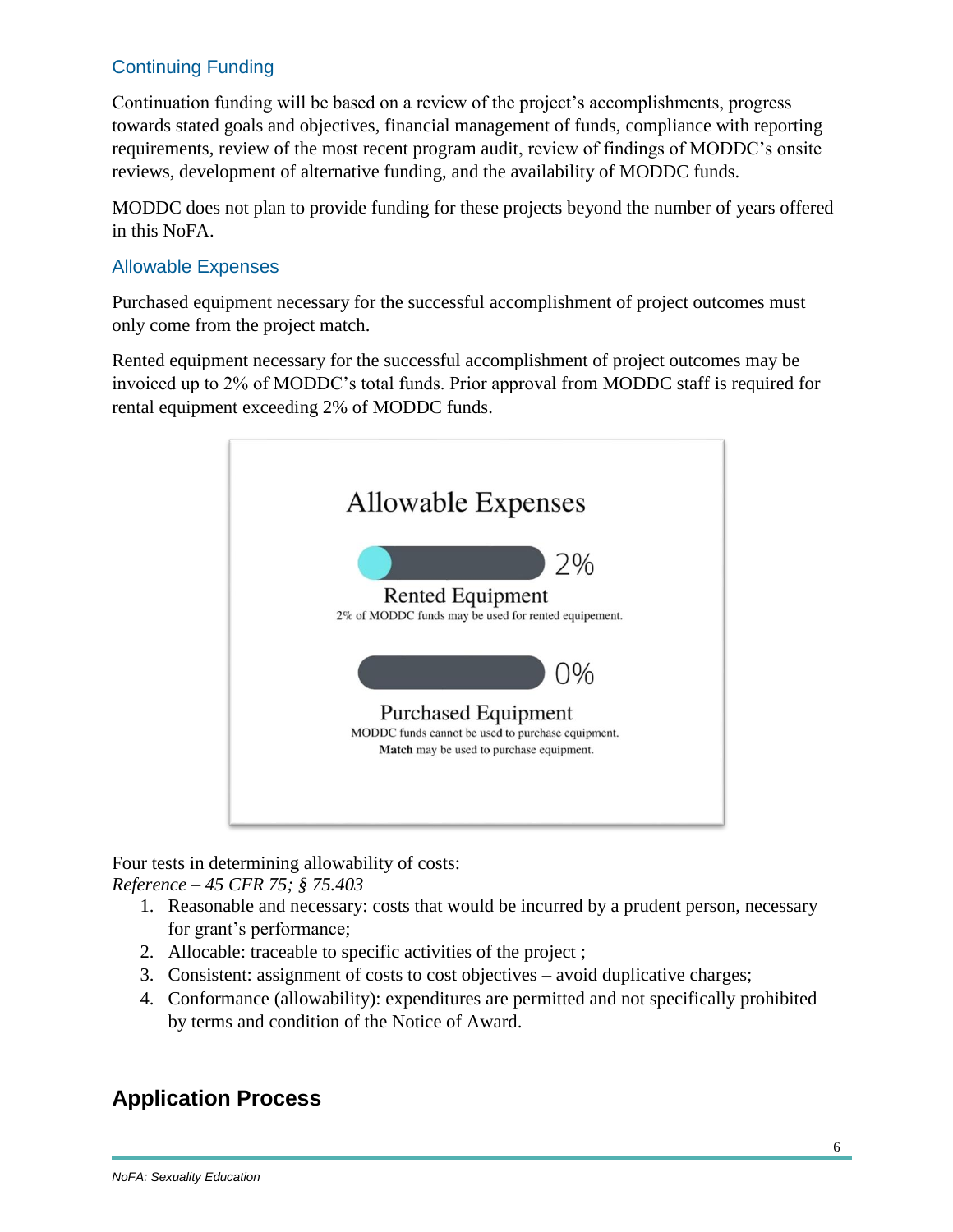### Continuing Funding

Continuation funding will be based on a review of the project's accomplishments, progress towards stated goals and objectives, financial management of funds, compliance with reporting requirements, review of the most recent program audit, review of findings of MODDC's onsite reviews, development of alternative funding, and the availability of MODDC funds.

MODDC does not plan to provide funding for these projects beyond the number of years offered in this NoFA.

### Allowable Expenses

Purchased equipment necessary for the successful accomplishment of project outcomes must only come from the project match.

Rented equipment necessary for the successful accomplishment of project outcomes may be invoiced up to 2% of MODDC's total funds. Prior approval from MODDC staff is required for rental equipment exceeding 2% of MODDC funds.

**Allowable Expenses**

2%

**Rented Equipment**

2% of MODDC funds may be used for rented equipement.

0%

**Purchased Equipment**

MODDC funds cannot be used to purchase equipment.
**Match** may be used to purchase equipment.

Four tests in determining allowability of costs:
*Reference – 45 CFR 75; § 75.403*

1. Reasonable and necessary: costs that would be incurred by a prudent person, necessary for grant's performance;
2. Allocable: traceable to specific activities of the project ;
3. Consistent: assignment of costs to cost objectives – avoid duplicative charges;
4. Conformance (allowability): expenditures are permitted and not specifically prohibited by terms and condition of the Notice of Award.

## Application Process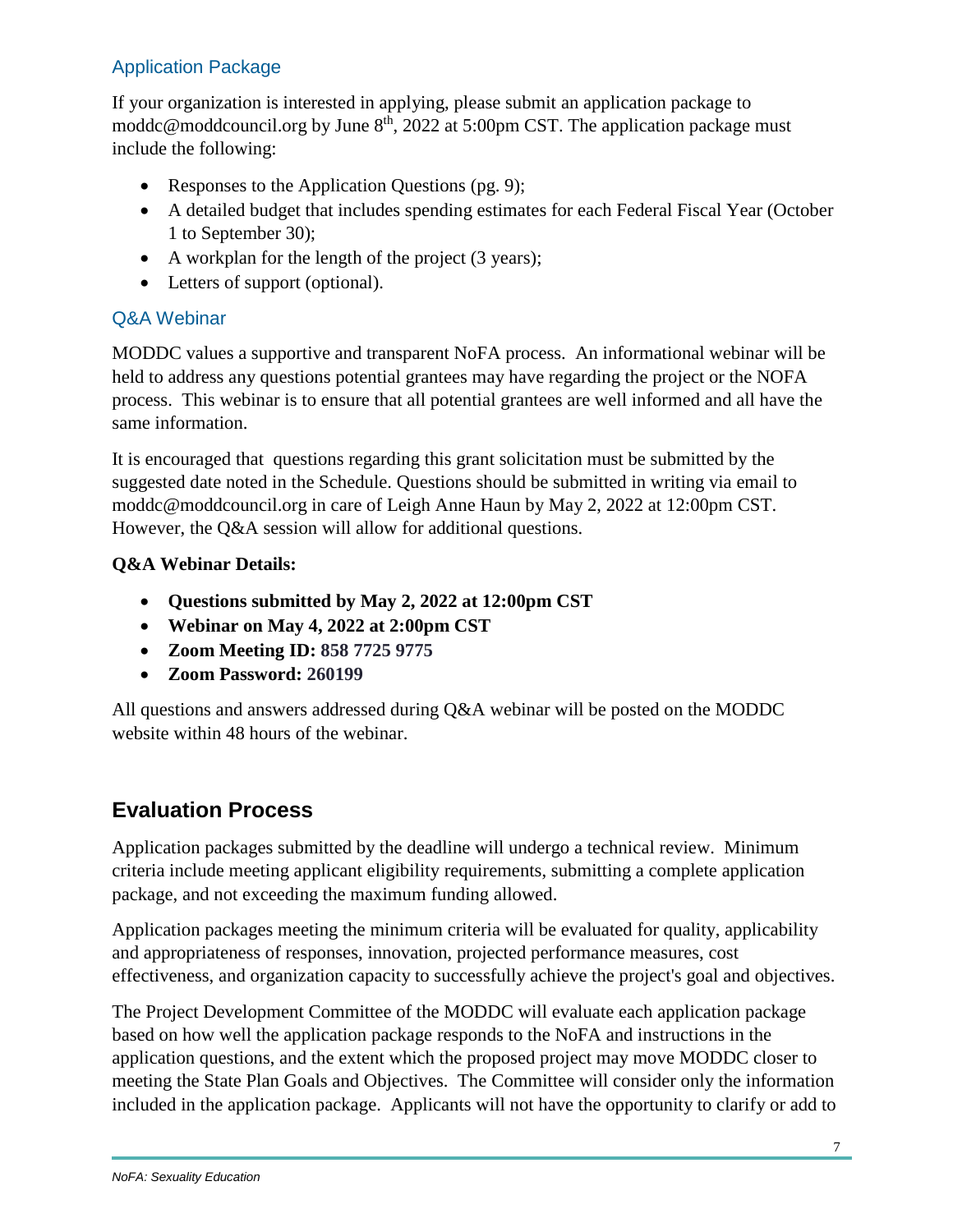### Application Package

If your organization is interested in applying, please submit an application package to moddc@moddcouncil.org by June 8th, 2022 at 5:00pm CST. The application package must include the following:

- Responses to the Application Questions (pg. 9);
- A detailed budget that includes spending estimates for each Federal Fiscal Year (October 1 to September 30);
- A workplan for the length of the project (3 years);
- Letters of support (optional).

### Q&A Webinar

MODDC values a supportive and transparent NoFA process. An informational webinar will be held to address any questions potential grantees may have regarding the project or the NOFA process. This webinar is to ensure that all potential grantees are well informed and all have the same information.

It is encouraged that questions regarding this grant solicitation must be submitted by the suggested date noted in the Schedule. Questions should be submitted in writing via email to moddc@moddcouncil.org in care of Leigh Anne Haun by May 2, 2022 at 12:00pm CST. However, the Q&A session will allow for additional questions.

**Q&A Webinar Details:**

- **Questions submitted by May 2, 2022 at 12:00pm CST**
- **Webinar on May 4, 2022 at 2:00pm CST**
- **Zoom Meeting ID: 858 7725 9775**
- **Zoom Password: 260199**

All questions and answers addressed during Q&A webinar will be posted on the MODDC website within 48 hours of the webinar.

## Evaluation Process

Application packages submitted by the deadline will undergo a technical review. Minimum criteria include meeting applicant eligibility requirements, submitting a complete application package, and not exceeding the maximum funding allowed.

Application packages meeting the minimum criteria will be evaluated for quality, applicability and appropriateness of responses, innovation, projected performance measures, cost effectiveness, and organization capacity to successfully achieve the project's goal and objectives.

The Project Development Committee of the MODDC will evaluate each application package based on how well the application package responds to the NoFA and instructions in the application questions, and the extent which the proposed project may move MODDC closer to meeting the State Plan Goals and Objectives. The Committee will consider only the information included in the application package. Applicants will not have the opportunity to clarify or add to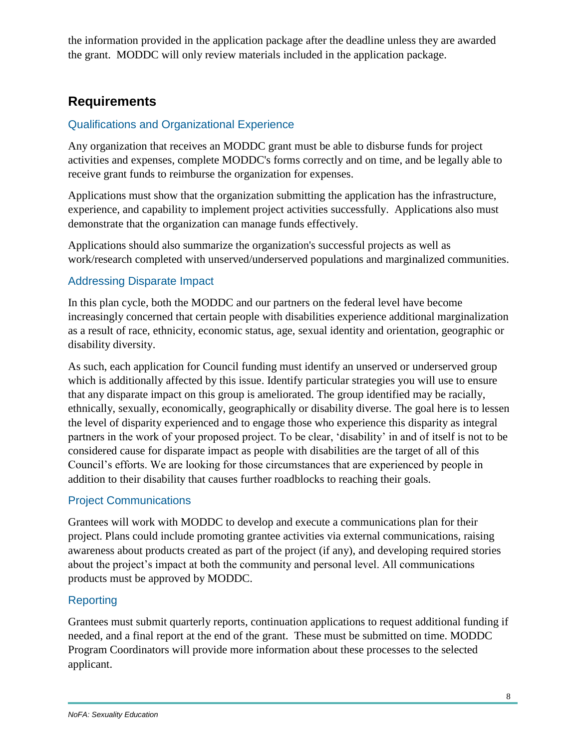the information provided in the application package after the deadline unless they are awarded the grant. MODDC will only review materials included in the application package.

## Requirements

### Qualifications and Organizational Experience

Any organization that receives an MODDC grant must be able to disburse funds for project activities and expenses, complete MODDC's forms correctly and on time, and be legally able to receive grant funds to reimburse the organization for expenses.

Applications must show that the organization submitting the application has the infrastructure, experience, and capability to implement project activities successfully. Applications also must demonstrate that the organization can manage funds effectively.

Applications should also summarize the organization's successful projects as well as work/research completed with unserved/underserved populations and marginalized communities.

### Addressing Disparate Impact

In this plan cycle, both the MODDC and our partners on the federal level have become increasingly concerned that certain people with disabilities experience additional marginalization as a result of race, ethnicity, economic status, age, sexual identity and orientation, geographic or disability diversity.

As such, each application for Council funding must identify an unserved or underserved group which is additionally affected by this issue. Identify particular strategies you will use to ensure that any disparate impact on this group is ameliorated. The group identified may be racially, ethnically, sexually, economically, geographically or disability diverse. The goal here is to lessen the level of disparity experienced and to engage those who experience this disparity as integral partners in the work of your proposed project. To be clear, 'disability' in and of itself is not to be considered cause for disparate impact as people with disabilities are the target of all of this Council's efforts. We are looking for those circumstances that are experienced by people in addition to their disability that causes further roadblocks to reaching their goals.

### Project Communications

Grantees will work with MODDC to develop and execute a communications plan for their project. Plans could include promoting grantee activities via external communications, raising awareness about products created as part of the project (if any), and developing required stories about the project's impact at both the community and personal level. All communications products must be approved by MODDC.

### Reporting

Grantees must submit quarterly reports, continuation applications to request additional funding if needed, and a final report at the end of the grant. These must be submitted on time. MODDC Program Coordinators will provide more information about these processes to the selected applicant.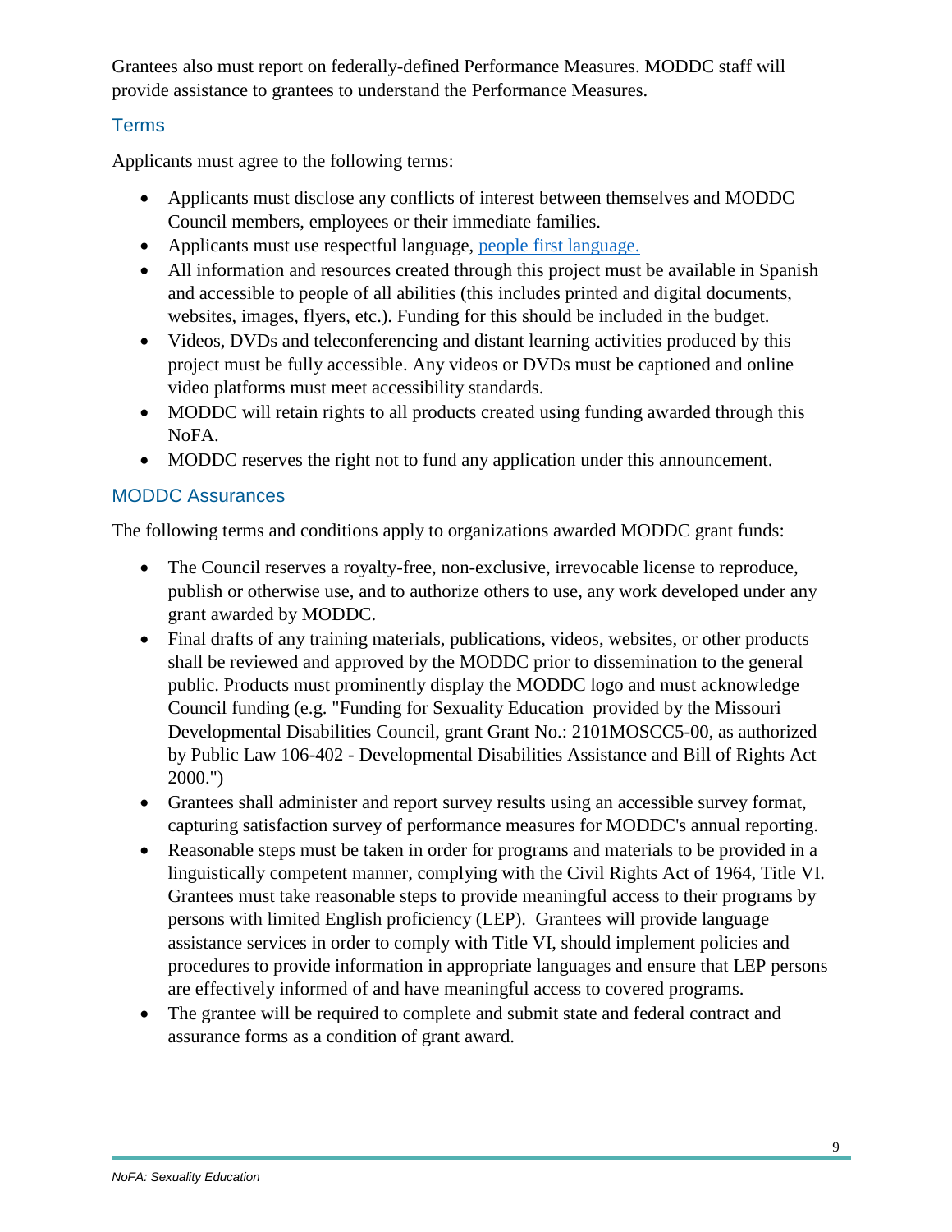Grantees also must report on federally-defined Performance Measures. MODDC staff will provide assistance to grantees to understand the Performance Measures.

## Terms

Applicants must agree to the following terms:

- Applicants must disclose any conflicts of interest between themselves and MODDC Council members, employees or their immediate families.
- Applicants must use respectful language, people first language.
- All information and resources created through this project must be available in Spanish and accessible to people of all abilities (this includes printed and digital documents, websites, images, flyers, etc.). Funding for this should be included in the budget.
- Videos, DVDs and teleconferencing and distant learning activities produced by this project must be fully accessible. Any videos or DVDs must be captioned and online video platforms must meet accessibility standards.
- MODDC will retain rights to all products created using funding awarded through this NoFA.
- MODDC reserves the right not to fund any application under this announcement.

## MODDC Assurances

The following terms and conditions apply to organizations awarded MODDC grant funds:

- The Council reserves a royalty-free, non-exclusive, irrevocable license to reproduce, publish or otherwise use, and to authorize others to use, any work developed under any grant awarded by MODDC.
- Final drafts of any training materials, publications, videos, websites, or other products shall be reviewed and approved by the MODDC prior to dissemination to the general public. Products must prominently display the MODDC logo and must acknowledge Council funding (e.g. "Funding for Sexuality Education provided by the Missouri Developmental Disabilities Council, grant Grant No.: 2101MOSCC5-00, as authorized by Public Law 106-402 - Developmental Disabilities Assistance and Bill of Rights Act 2000.")
- Grantees shall administer and report survey results using an accessible survey format, capturing satisfaction survey of performance measures for MODDC's annual reporting.
- Reasonable steps must be taken in order for programs and materials to be provided in a linguistically competent manner, complying with the Civil Rights Act of 1964, Title VI. Grantees must take reasonable steps to provide meaningful access to their programs by persons with limited English proficiency (LEP). Grantees will provide language assistance services in order to comply with Title VI, should implement policies and procedures to provide information in appropriate languages and ensure that LEP persons are effectively informed of and have meaningful access to covered programs.
- The grantee will be required to complete and submit state and federal contract and assurance forms as a condition of grant award.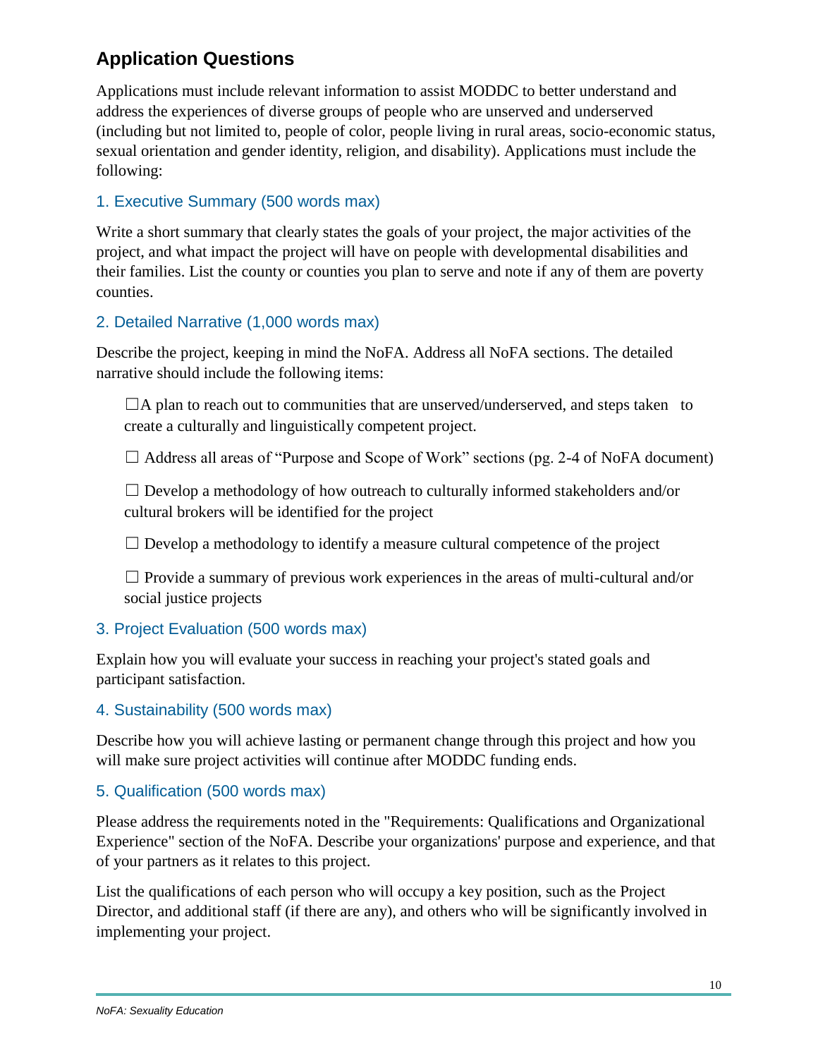## Application Questions

Applications must include relevant information to assist MODDC to better understand and address the experiences of diverse groups of people who are unserved and underserved (including but not limited to, people of color, people living in rural areas, socio-economic status, sexual orientation and gender identity, religion, and disability). Applications must include the following:

### 1. Executive Summary (500 words max)

Write a short summary that clearly states the goals of your project, the major activities of the project, and what impact the project will have on people with developmental disabilities and their families. List the county or counties you plan to serve and note if any of them are poverty counties.

### 2. Detailed Narrative (1,000 words max)

Describe the project, keeping in mind the NoFA. Address all NoFA sections. The detailed narrative should include the following items:

- ☐A plan to reach out to communities that are unserved/underserved, and steps taken to create a culturally and linguistically competent project.
- ☐ Address all areas of "Purpose and Scope of Work" sections (pg. 2-4 of NoFA document)
- ☐ Develop a methodology of how outreach to culturally informed stakeholders and/or cultural brokers will be identified for the project
- ☐ Develop a methodology to identify a measure cultural competence of the project
- ☐ Provide a summary of previous work experiences in the areas of multi-cultural and/or social justice projects

### 3. Project Evaluation (500 words max)

Explain how you will evaluate your success in reaching your project's stated goals and participant satisfaction.

### 4. Sustainability (500 words max)

Describe how you will achieve lasting or permanent change through this project and how you will make sure project activities will continue after MODDC funding ends.

### 5. Qualification (500 words max)

Please address the requirements noted in the "Requirements: Qualifications and Organizational Experience" section of the NoFA. Describe your organizations' purpose and experience, and that of your partners as it relates to this project.

List the qualifications of each person who will occupy a key position, such as the Project Director, and additional staff (if there are any), and others who will be significantly involved in implementing your project.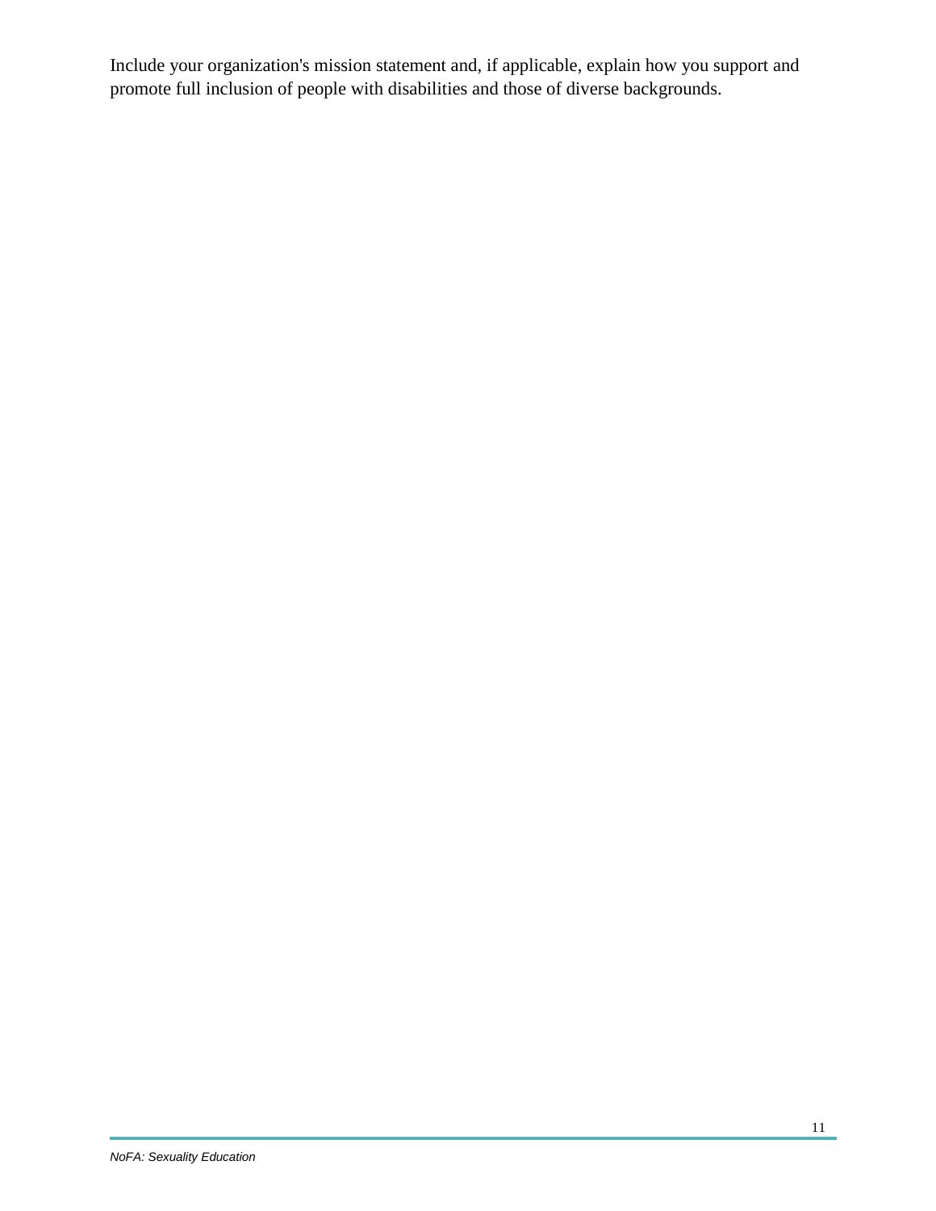Include your organization's mission statement and, if applicable, explain how you support and promote full inclusion of people with disabilities and those of diverse backgrounds.